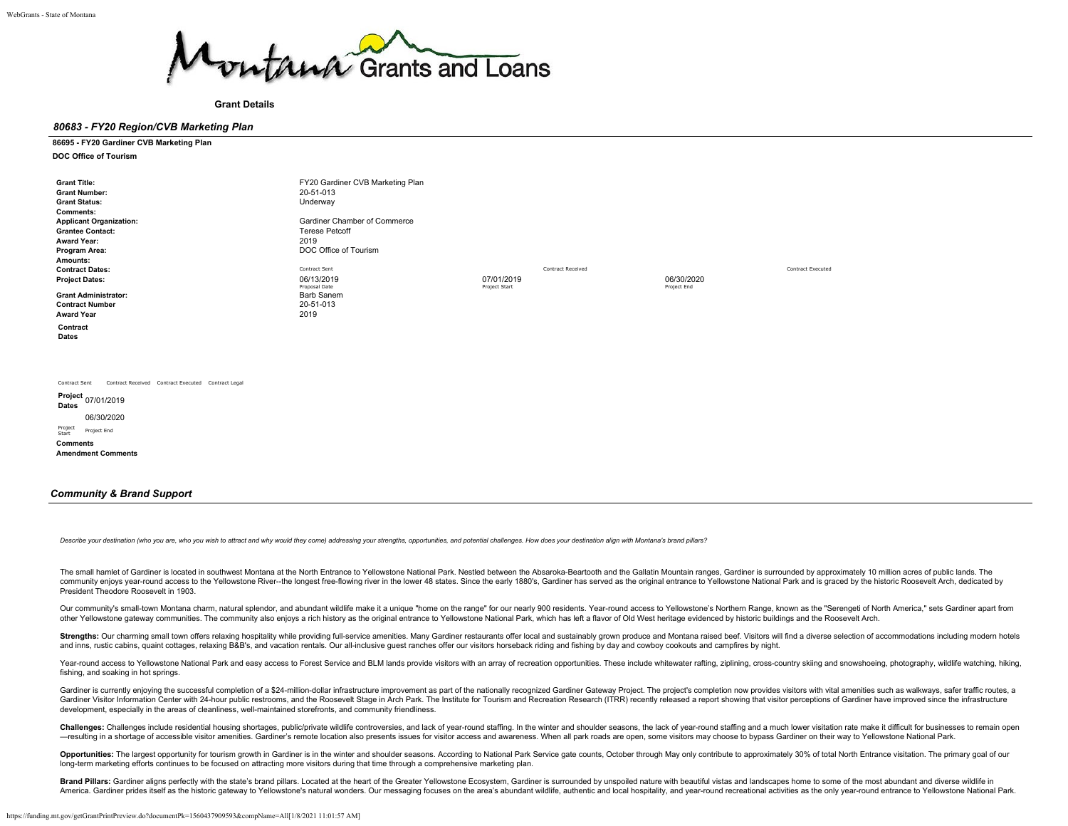# Montana Grants and Loans

**Grant Details**

## *80683 - FY20 Region/CVB Marketing Plan*

**86695 - FY20 Gardiner CVB Marketing Plan**

**DOC Office of Tourism**

| | | | |
|---|---|---|---|
| **Grant Title:** | FY20 Gardiner CVB Marketing Plan | | |
| **Grant Number:** | 20-51-013 | | |
| **Grant Status:** | Underway | | |
| **Comments:** | | | |
| **Applicant Organization:** | Gardiner Chamber of Commerce | | |
| **Grantee Contact:** | Terese Petcoff | | |
| **Award Year:** | 2019 | | |
| **Program Area:** | DOC Office of Tourism | | |
| **Amounts:** | | | |
| **Contract Dates:** | Contract Sent | Contract Received | Contract Executed |
| **Project Dates:** | 06/13/2019 Proposal Date | 07/01/2019 Project Start | 06/30/2020 Project End |
| **Grant Administrator:** | Barb Sanem | | |
| **Contract Number** | 20-51-013 | | |
| **Award Year** | 2019 | | |

**Contract Dates**

| Contract Sent | Contract Received | Contract Executed | Contract Legal |
|---|---|---|---|
| | | | |

**Project Dates**

| Project Start | Project End |
|---|---|
| 07/01/2019 | 06/30/2020 |

**Comments**

**Amendment Comments**

## *Community & Brand Support*

*Describe your destination (who you are, who you wish to attract and why would they come) addressing your strengths, opportunities, and potential challenges. How does your destination align with Montana's brand pillars?*

The small hamlet of Gardiner is located in southwest Montana at the North Entrance to Yellowstone National Park. Nestled between the Absaroka-Beartooth and the Gallatin Mountain ranges, Gardiner is surrounded by approximately 10 million acres of public lands. The community enjoys year-round access to the Yellowstone River--the longest free-flowing river in the lower 48 states. Since the early 1880's, Gardiner has served as the original entrance to Yellowstone National Park and is graced by the historic Roosevelt Arch, dedicated by President Theodore Roosevelt in 1903.

Our community's small-town Montana charm, natural splendor, and abundant wildlife make it a unique "home on the range" for our nearly 900 residents. Year-round access to Yellowstone's Northern Range, known as the "Serengeti of North America," sets Gardiner apart from other Yellowstone gateway communities. The community also enjoys a rich history as the original entrance to Yellowstone National Park, which has left a flavor of Old West heritage evidenced by historic buildings and the Roosevelt Arch.

**Strengths:** Our charming small town offers relaxing hospitality while providing full-service amenities. Many Gardiner restaurants offer local and sustainably grown produce and Montana raised beef. Visitors will find a diverse selection of accommodations including modern hotels and inns, rustic cabins, quaint cottages, relaxing B&B's, and vacation rentals. Our all-inclusive guest ranches offer our visitors horseback riding and fishing by day and cowboy cookouts and campfires by night.

Year-round access to Yellowstone National Park and easy access to Forest Service and BLM lands provide visitors with an array of recreation opportunities. These include whitewater rafting, ziplining, cross-country skiing and snowshoeing, photography, wildlife watching, hiking, fishing, and soaking in hot springs.

Gardiner is currently enjoying the successful completion of a $24-million-dollar infrastructure improvement as part of the nationally recognized Gardiner Gateway Project. The project's completion now provides visitors with vital amenities such as walkways, safer traffic routes, a Gardiner Visitor Information Center with 24-hour public restrooms, and the Roosevelt Stage in Arch Park. The Institute for Tourism and Recreation Research (ITRR) recently released a report showing that visitor perceptions of Gardiner have improved since the infrastructure development, especially in the areas of cleanliness, well-maintained storefronts, and community friendliness.

**Challenges:** Challenges include residential housing shortages, public/private wildlife controversies, and lack of year-round staffing. In the winter and shoulder seasons, the lack of year-round staffing and a much lower visitation rate make it difficult for businesses to remain open—resulting in a shortage of accessible visitor amenities. Gardiner's remote location also presents issues for visitor access and awareness. When all park roads are open, some visitors may choose to bypass Gardiner on their way to Yellowstone National Park.

**Opportunities:** The largest opportunity for tourism growth in Gardiner is in the winter and shoulder seasons. According to National Park Service gate counts, October through May only contribute to approximately 30% of total North Entrance visitation. The primary goal of our long-term marketing efforts continues to be focused on attracting more visitors during that time through a comprehensive marketing plan.

**Brand Pillars:** Gardiner aligns perfectly with the state's brand pillars. Located at the heart of the Greater Yellowstone Ecosystem, Gardiner is surrounded by unspoiled nature with beautiful vistas and landscapes home to some of the most abundant and diverse wildlife in America. Gardiner prides itself as the historic gateway to Yellowstone's natural wonders. Our messaging focuses on the area's abundant wildlife, authentic and local hospitality, and year-round recreational activities as the only year-round entrance to Yellowstone National Park.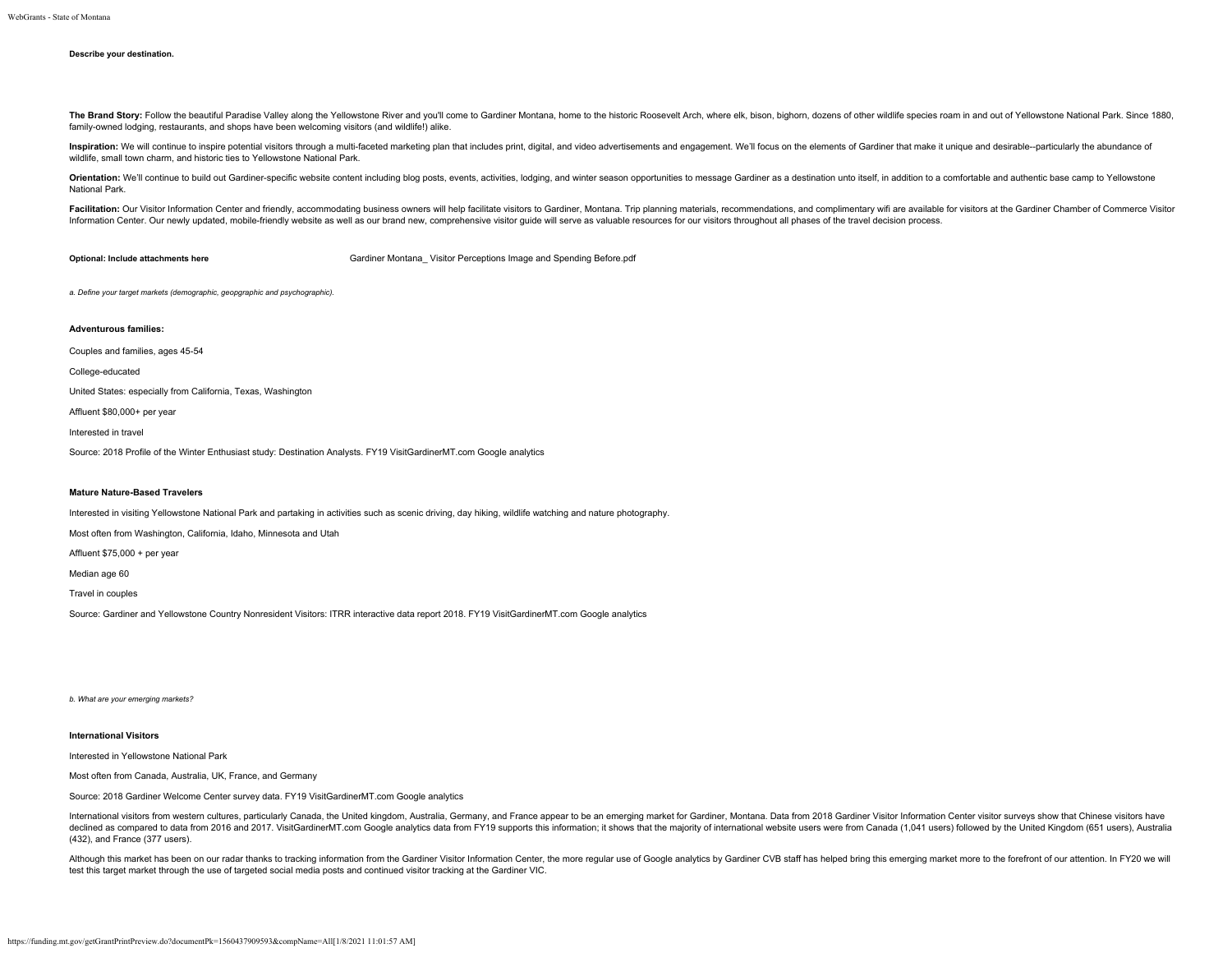**Describe your destination.**

**The Brand Story:** Follow the beautiful Paradise Valley along the Yellowstone River and you'll come to Gardiner Montana, home to the historic Roosevelt Arch, where elk, bison, bighorn, dozens of other wildlife species roam in and out of Yellowstone National Park. Since 1880, family-owned lodging, restaurants, and shops have been welcoming visitors (and wildlife!) alike.

**Inspiration:** We will continue to inspire potential visitors through a multi-faceted marketing plan that includes print, digital, and video advertisements and engagement. We'll focus on the elements of Gardiner that make it unique and desirable--particularly the abundance of wildlife, small town charm, and historic ties to Yellowstone National Park.

**Orientation:** We'll continue to build out Gardiner-specific website content including blog posts, events, activities, lodging, and winter season opportunities to message Gardiner as a destination unto itself, in addition to a comfortable and authentic base camp to Yellowstone National Park.

**Facilitation:** Our Visitor Information Center and friendly, accommodating business owners will help facilitate visitors to Gardiner, Montana. Trip planning materials, recommendations, and complimentary wifi are available for visitors at the Gardiner Chamber of Commerce Visitor Information Center. Our newly updated, mobile-friendly website as well as our brand new, comprehensive visitor guide will serve as valuable resources for our visitors throughout all phases of the travel decision process.

**Optional: Include attachments here** Gardiner Montana_ Visitor Perceptions Image and Spending Before.pdf

*a. Define your target markets (demographic, geopgraphic and psychographic).*

**Adventurous families:**

Couples and families, ages 45-54

College-educated

United States: especially from California, Texas, Washington

Affluent $80,000+ per year

Interested in travel

Source: 2018 Profile of the Winter Enthusiast study: Destination Analysts. FY19 VisitGardinerMT.com Google analytics

**Mature Nature-Based Travelers**

Interested in visiting Yellowstone National Park and partaking in activities such as scenic driving, day hiking, wildlife watching and nature photography.

Most often from Washington, California, Idaho, Minnesota and Utah

Affluent $75,000 + per year

Median age 60

Travel in couples

Source: Gardiner and Yellowstone Country Nonresident Visitors: ITRR interactive data report 2018. FY19 VisitGardinerMT.com Google analytics

*b. What are your emerging markets?*

**International Visitors**

Interested in Yellowstone National Park

Most often from Canada, Australia, UK, France, and Germany

Source: 2018 Gardiner Welcome Center survey data. FY19 VisitGardinerMT.com Google analytics

International visitors from western cultures, particularly Canada, the United kingdom, Australia, Germany, and France appear to be an emerging market for Gardiner, Montana. Data from 2018 Gardiner Visitor Information Center visitor surveys show that Chinese visitors have declined as compared to data from 2016 and 2017. VisitGardinerMT.com Google analytics data from FY19 supports this information; it shows that the majority of international website users were from Canada (1,041 users) followed by the United Kingdom (651 users), Australia (432), and France (377 users).

Although this market has been on our radar thanks to tracking information from the Gardiner Visitor Information Center, the more regular use of Google analytics by Gardiner CVB staff has helped bring this emerging market more to the forefront of our attention. In FY20 we will test this target market through the use of targeted social media posts and continued visitor tracking at the Gardiner VIC.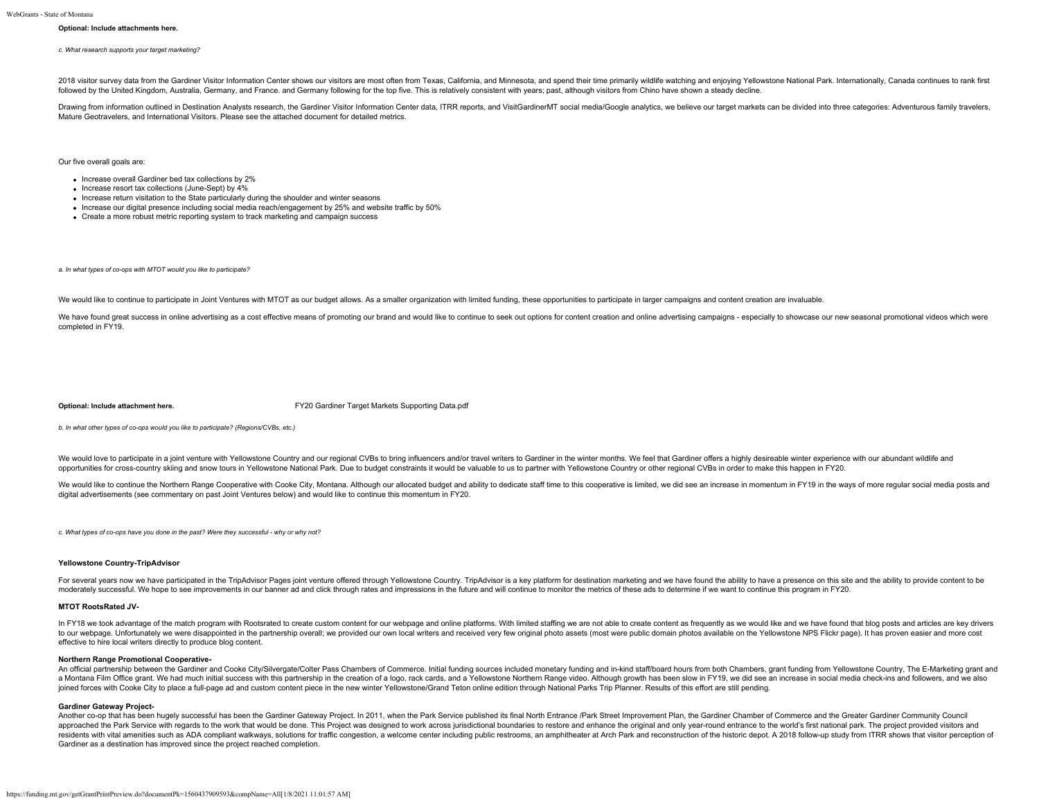**Optional: Include attachments here.**

*c. What research supports your target marketing?*

2018 visitor survey data from the Gardiner Visitor Information Center shows our visitors are most often from Texas, California, and Minnesota, and spend their time primarily wildlife watching and enjoying Yellowstone National Park. Internationally, Canada continues to rank first followed by the United Kingdom, Australia, Germany, and France. and Germany following for the top five. This is relatively consistent with years; past, although visitors from Chino have shown a steady decline.

Drawing from information outlined in Destination Analysts research, the Gardiner Visitor Information Center data, ITRR reports, and VisitGardinerMT social media/Google analytics, we believe our target markets can be divided into three categories: Adventurous family travelers, Mature Geotravelers, and International Visitors. Please see the attached document for detailed metrics.

Our five overall goals are:

- Increase overall Gardiner bed tax collections by 2%
- Increase resort tax collections (June-Sept) by 4%
- Increase return visitation to the State particularly during the shoulder and winter seasons
- Increase our digital presence including social media reach/engagement by 25% and website traffic by 50%
- Create a more robust metric reporting system to track marketing and campaign success

*a. In what types of co-ops with MTOT would you like to participate?*

We would like to continue to participate in Joint Ventures with MTOT as our budget allows. As a smaller organization with limited funding, these opportunities to participate in larger campaigns and content creation are invaluable.

We have found great success in online advertising as a cost effective means of promoting our brand and would like to continue to seek out options for content creation and online advertising campaigns - especially to showcase our new seasonal promotional videos which were completed in FY19.

**Optional: Include attachment here.** FY20 Gardiner Target Markets Supporting Data.pdf

*b. In what other types of co-ops would you like to participate? (Regions/CVBs, etc.)*

We would love to participate in a joint venture with Yellowstone Country and our regional CVBs to bring influencers and/or travel writers to Gardiner in the winter months. We feel that Gardiner offers a highly desireable winter experience with our abundant wildlife and opportunities for cross-country skiing and snow tours in Yellowstone National Park. Due to budget constraints it would be valuable to us to partner with Yellowstone Country or other regional CVBs in order to make this happen in FY20.

We would like to continue the Northern Range Cooperative with Cooke City, Montana. Although our allocated budget and ability to dedicate staff time to this cooperative is limited, we did see an increase in momentum in FY19 in the ways of more regular social media posts and digital advertisements (see commentary on past Joint Ventures below) and would like to continue this momentum in FY20.

*c. What types of co-ops have you done in the past? Were they successful - why or why not?*

**Yellowstone Country-TripAdvisor**

For several years now we have participated in the TripAdvisor Pages joint venture offered through Yellowstone Country. TripAdvisor is a key platform for destination marketing and we have found the ability to have a presence on this site and the ability to provide content to be moderately successful. We hope to see improvements in our banner ad and click through rates and impressions in the future and will continue to monitor the metrics of these ads to determine if we want to continue this program in FY20.

**MTOT RootsRated JV-**

In FY18 we took advantage of the match program with Rootsrated to create custom content for our webpage and online platforms. With limited staffing we are not able to create content as frequently as we would like and we have found that blog posts and articles are key drivers to our webpage. Unfortunately we were disappointed in the partnership overall; we provided our own local writers and received very few original photo assets (most were public domain photos available on the Yellowstone NPS Flickr page). It has proven easier and more cost effective to hire local writers directly to produce blog content.

**Northern Range Promotional Cooperative-**

An official partnership between the Gardiner and Cooke City/Silvergate/Colter Pass Chambers of Commerce. Initial funding sources included monetary funding and in-kind staff/board hours from both Chambers, grant funding from Yellowstone Country, The E-Marketing grant and a Montana Film Office grant. We had much initial success with this partnership in the creation of a logo, rack cards, and a Yellowstone Northern Range video. Although growth has been slow in FY19, we did see an increase in social media check-ins and followers, and we also joined forces with Cooke City to place a full-page ad and custom content piece in the new winter Yellowstone/Grand Teton online edition through National Parks Trip Planner. Results of this effort are still pending.

**Gardiner Gateway Project-**

Another co-op that has been hugely successful has been the Gardiner Gateway Project. In 2011, when the Park Service published its final North Entrance /Park Street Improvement Plan, the Gardiner Chamber of Commerce and the Greater Gardiner Community Council approached the Park Service with regards to the work that would be done. This Project was designed to work across jurisdictional boundaries to restore and enhance the original and only year-round entrance to the world's first national park. The project provided visitors and residents with vital amenities such as ADA compliant walkways, solutions for traffic congestion, a welcome center including public restrooms, an amphitheater at Arch Park and reconstruction of the historic depot. A 2018 follow-up study from ITRR shows that visitor perception of Gardiner as a destination has improved since the project reached completion.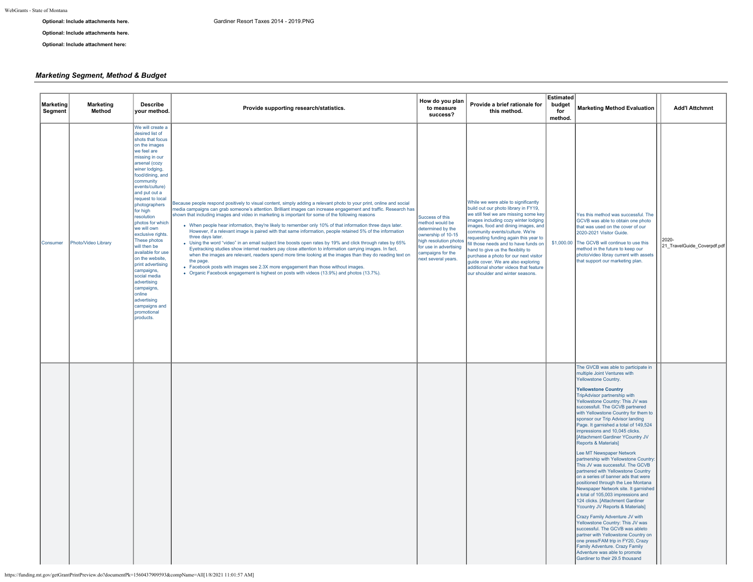**Optional: Include attachments here.** Gardiner Resort Taxes 2014 - 2019.PNG

**Optional: Include attachments here.**

**Optional: Include attachment here:**

### *Marketing Segment, Method & Budget*

| Marketing Segment | Marketing Method | Describe your method. | Provide supporting research/statistics. | How do you plan to measure success? | Provide a brief rationale for this method. | Estimated budget for method. | Marketing Method Evaluation | Add'l Attchmnt |
|---|---|---|---|---|---|---|---|---|
| Consumer | Photo/Video Library | We will create a desired list of shots that focus on the images we feel are missing in our arsenal (cozy winer lodging, food/dining, and community events/culture) and put out a request to local photographers for high resolution photos for which we will own exclusive rights. These photos will then be available for use on the website, print advertising campaigns, social media advertising campaigns, online advertising campaigns and promotional products. | Because people respond positively to visual content, simply adding a relevant photo to your print, online and social media campaigns can grab someone's attention. Brilliant images can increase engagement and traffic. Research has shown that including images and video in marketing is important for some of the following reasons<br>• When people hear information, they're likely to remember only 10% of that information three days later. However, if a relevant image is paired with that same information, people retained 5% of the information three days later.<br>• Using the word "video" in an email subject line boosts open rates by 19% and click through rates by 65% Eyetracking studies show internet readers pay close attention to information carrying images. In fact, when the images are relevant, readers spend more time looking at the images than they do reading text on the page.<br>• Facebook posts with images see 2.3X more engagement than those without images.<br>• Organic Facebook engagement is highest on posts with videos (13.9%) and photos (13.7%). | Success of this method would be determined by the ownership of 10-15 high resolution photos for use in advertising campaigns for the next several years. | While we were able to significantly build out our photo library in FY19, we still feel we are missing some key images including cozy winter lodging images, food and dining images, and community events/culture. We're requesting funding again this year to fill those needs and to have funds on hand to give us the flexiblity to purchase a photo for our next visitor guide cover. We are also exploring additional shorter videos that feature our shoulder and winter seasons. | $1,000.00 | Yes this method was successful. The GCVB was able to obtain one photo that was used on the cover of our 2020-2021 Visitor Guide.<br><br>The GCVB will continue to use this method in the future to keep our photo/video libray current with assets that support our marketing plan. | 2020-21_TravelGuide_Coverpdf.pdf |
| | | | | | | | The GVCB was able to participate in multiple Joint Ventures with Yellowstone Country.<br><br>**Yellowstone Country**<br>TripAdvisor partnership with Yellowstone Country: This JV was successfull. The GCVB partnered with Yellowstone Country for them to sponsor our Trip Advisor landing Page. It garnished a total of 149,524 impressions and 10,045 clicks. [Attachment Gardiner YCountry JV Reports & Materials]<br><br>Lee MT Newspaper Network partnership with Yellowstone Country: This JV was successful. The GCVB partnered with Yellowstone Country on a series of banner ads that were positioned through the Lee Montana Newspaper Network site. It garnished a total of 105,003 impressions and 124 clicks. [Attachment Gardiner Ycountry JV Reports & Materials]<br><br>Crazy Family Adventure JV with Yellowstone Country: This JV was successful. The GCVB was ableto partner with Yellowstone Country on one press/FAM trip in FY20, Crazy Family Adventure. Crazy Family Adventure was able to promote Gardiner to their 29.5 thousand | |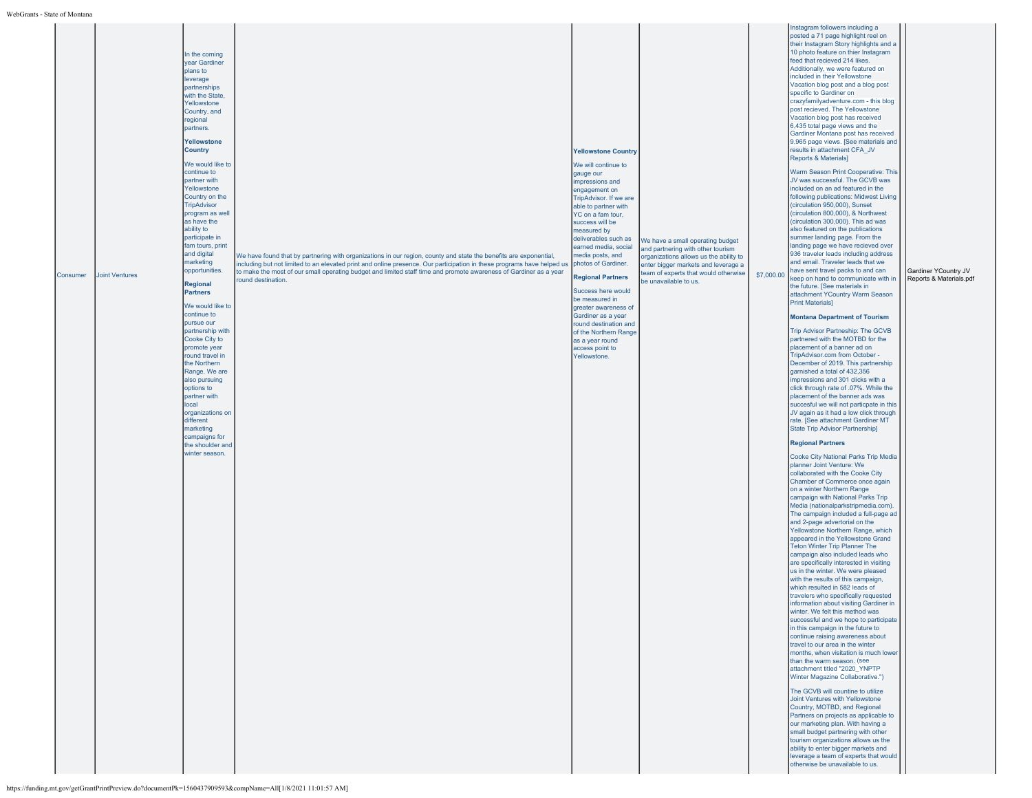| Consumer | Joint Ventures | In the coming year Gardiner plans to leverage partnerships with the State, Yellowstone Country, and regional partners.<br><br>**Yellowstone Country**<br><br>We would like to continue to partner with Yellowstone Country on the TripAdvisor program as well as have the ability to participate in fam tours, print and digital marketing opportunities.<br><br>**Regional Partners**<br><br>We would like to continue to pursue our partnership with Cooke City to promote year round travel in the Northern Range. We are also pursuing options to partner with local organizations on different marketing campaigns for the shoulder and winter season. | We have found that by partnering with organizations in our region, county and state the benefits are exponential, including but not limited to an elevated print and online presence. Our participation in these programs have helped us to make the most of our small operating budget and limited staff time and promote awareness of Gardiner as a year round destination. | **Yellowstone Country**<br><br>We will continue to gauge our impressions and engagement on TripAdvisor. If we are able to partner with YC on a fam tour, success will be measured by deliverables such as earned media, social media posts, and photos of Gardiner.<br><br>**Regional Partners**<br><br>Success here would be measured in greater awareness of Gardiner as a year round destination and of the Northern Range as a year round access point to Yellowstone. | We have a small operating budget and partnering with other tourism organizations allows us the ability to enter bigger markets and leverage a team of experts that would otherwise be unavailable to us. | $7,000.00 | Instagram followers including a posted a 71 page highlight reel on their Instagram Story highlights and a 10 photo feature on thier Instagram feed that recieved 214 likes. Additionally, we were featured on included in their Yellowstone Vacation blog post and a blog post specific to Gardiner on crazyfamilyadventure.com - this blog post recieved. The Yellowstone Vacation blog post has received 6,435 total page views and the Gardiner Montana post has received 9,965 page views. [See materials and results in attachment CFA_JV Reports & Materials]<br><br>Warm Season Print Cooperative: This JV was successful. The GCVB was included on an ad featured in the following publications: Midwest Living (circulation 950,000), Sunset (circulation 800,000), & Northwest (circulation 300,000). This ad was also featured on the publications summer landing page. From the landing page we have recieved over 936 traveler leads including address and email. Traveler leads that we have sent travel packs to and can keep on hand to communicate with in the future. [See materials in attachment YCountry Warm Season Print Materials]<br><br>**Montana Department of Tourism**<br><br>Trip Advisor Partneship: The GCVB partnered with the MOTBD for the placement of a banner ad on TripAdvisor.com from October - December of 2019. This partnership garnished a total of 432,356 impressions and 301 clicks with a click through rate of .07%. While the placement of the banner ads was succesful we will not partcipate in this JV again as it had a low click through rate. [See attachment Gardiner MT State Trip Advisor Partnership]<br><br>**Regional Partners**<br><br>Cooke City National Parks Trip Media planner Joint Venture: We collaborated with the Cooke City Chamber of Commerce once again on a winter Northern Range campaign with National Parks Trip Media (nationalparkstripmedia.com). The campaign included a full-page ad and 2-page advertorial on the Yellowstone Northern Range, which appeared in the Yellowstone Grand Teton Winter Trip Planner The campaign also included leads who are specifically interested in visiting us in the winter. We were pleased with the results of this campaign, which resulted in 582 leads of travelers who specifically requested information about visiting Gardiner in winter. We felt this method was successful and we hope to participate in this campaign in the future to continue raising awareness about travel to our area in the winter months, when visitation is much lower than the warm season. (see attachment titled "2020_YNPTP Winter Magazine Collaborative.")<br><br>The GCVB will countine to utilize Joint Ventures with Yellowstone Country, MOTBD, and Regional Partners on projects as applicable to our marketing plan. With having a small budget partnering with other tourism organizations allows us the ability to enter bigger markets and leverage a team of experts that would otherwise be unavailable to us. | Gardiner YCountry JV Reports & Materials.pdf |
|---|---|---|---|---|---|---|---|---|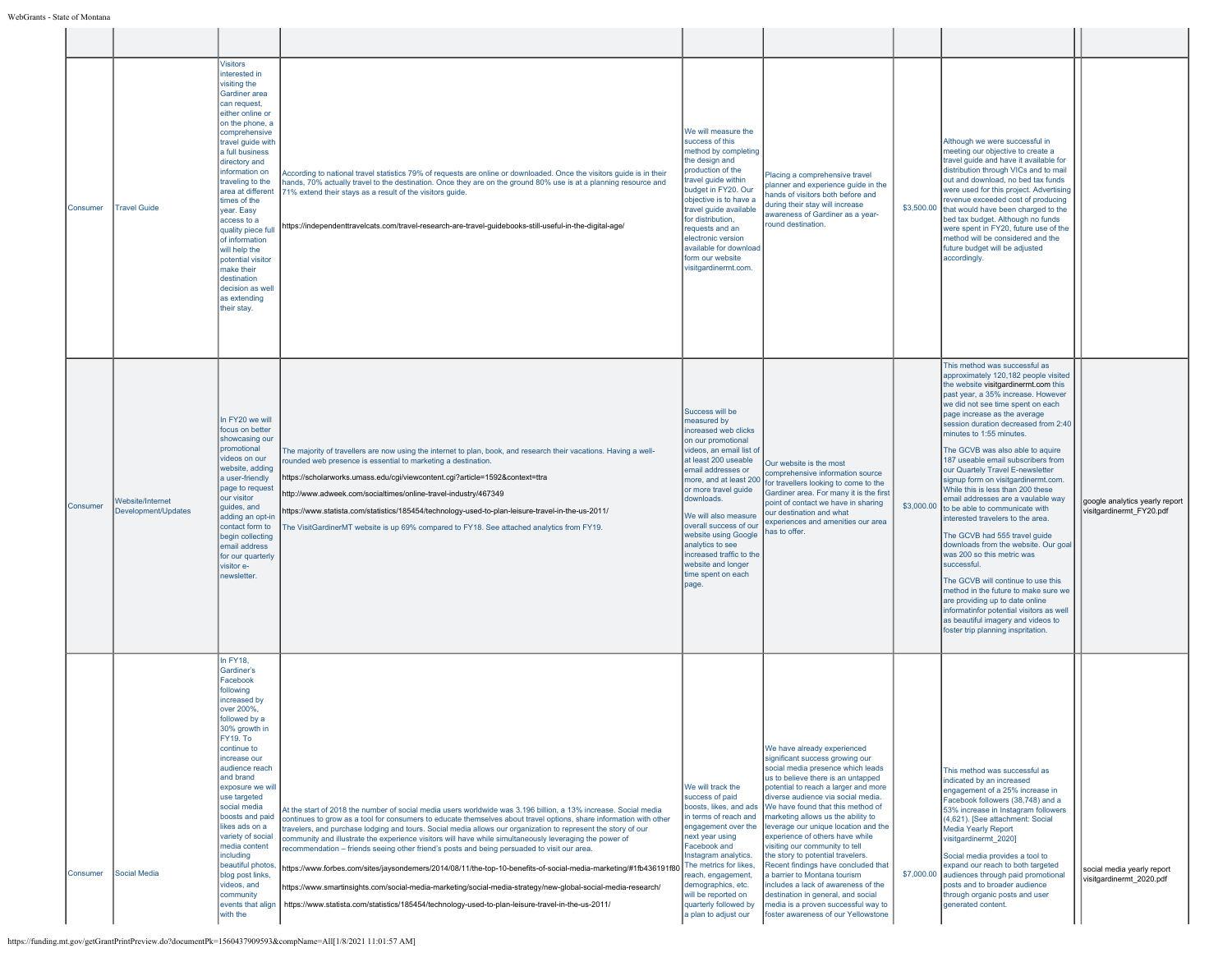| | | | | | | | | | |
|---|---|---|---|---|---|---|---|---|---|
| Consumer | Travel Guide | Visitors interested in visiting the Gardiner area can request, either online or on the phone, a comprehensive travel guide with a full business directory and information on traveling to the area at different times of the year. Easy access to a quality piece full of information will help the potential visitor make their destination decision as well as extending their stay. | According to national travel statistics 79% of requests are online or downloaded. Once the visitors guide is in their hands, 70% actually travel to the destination. Once they are on the ground 80% use is at a planning resource and 71% extend their stays as a result of the visitors guide.<br><br>https://independenttravelcats.com/travel-research-are-travel-guidebooks-still-useful-in-the-digital-age/ | We will measure the success of this method by completing the design and production of the travel guide within budget in FY20. Our objective is to have a travel guide available for distribution, requests and an electronic version available for download form our website visitgardinermt.com. | Placing a comprehensive travel planner and experience guide in the hands of visitors both before and during their stay will increase awareness of Gardiner as a year-round destination. | $3,500.00 | Although we were successful in meeting our objective to create a travel guide and have it available for distribution through VICs and to mail out and download, no bed tax funds were used for this project. Advertising revenue exceeded cost of producing that would have been charged to the bed tax budget. Although no funds were spent in FY20, future use of the method will be considered and the future budget will be adjusted accordingly. | | |
| Consumer | Website/Internet Development/Updates | In FY20 we will focus on better showcasing our promotional videos on our website, adding a user-friendly page to request our visitor guides, and adding an opt-in contact form to begin collecting email address for our quarterly visitor e-newsletter. | The majority of travellers are now using the internet to plan, book, and research their vacations. Having a well-rounded web presence is essential to marketing a destination.<br><br>https://scholarworks.umass.edu/cgi/viewcontent.cgi?article=1592&context=ttra<br><br>http://www.adweek.com/socialtimes/online-travel-industry/467349<br><br>https://www.statista.com/statistics/185454/technology-used-to-plan-leisure-travel-in-the-us-2011/<br><br>The VisitGardinerMT website is up 69% compared to FY18. See attached analytics from FY19. | Success will be measured by increased web clicks on our promotional videos, an email list of at least 200 useable email addresses or more, and at least 200 or more travel guide downloads.<br><br>We will also measure overall success of our website using Google analytics to see increased traffic to the website and longer time spent on each page. | Our website is the most comprehensive information source for travellers looking to come to the Gardiner area. For many it is the first point of contact we have in sharing our destination and what experiences and amenities our area has to offer. | $3,000.00 | This method was successful as approximately 120,182 people visited the website visitgardinermt.com this past year, a 35% increase. However we did not see time spent on each page increase as the average session duration decreased from 2:40 minutes to 1:55 minutes.<br><br>The GCVB was also able to aquire 187 useable email subscribers from our Quartely Travel E-newsletter signup form on visitgardinermt.com. While this is less than 200 these email addresses are a vaulable way to be able to communicate with interested travelers to the area.<br><br>The GCVB had 555 travel guide downloads from the website. Our goal was 200 so this metric was successful.<br><br>The GCVB will continue to use this method in the future to make sure we are providing up to date online informatinfor potential visitors as well as beautiful imagery and videos to foster trip planning inspritation. | | google analytics yearly report visitgardinermt_FY20.pdf |
| Consumer | Social Media | In FY18, Gardiner's Facebook following increased by over 200%, followed by a 30% growth in FY19. To continue to increase our audience reach and brand exposure we will use targeted social media boosts and paid likes ads on a variety of social media content including beautiful photos, blog post links, videos, and community events that align with the | At the start of 2018 the number of social media users worldwide was 3.196 billion, a 13% increase. Social media continues to grow as a tool for consumers to educate themselves about travel options, share information with other travelers, and purchase lodging and tours. Social media allows our organization to represent the story of our community and illustrate the experience visitors will have while simultaneously leveraging the power of recommendation – friends seeing other friend's posts and being persuaded to visit our area.<br><br>https://www.forbes.com/sites/jaysondemers/2014/08/11/the-top-10-benefits-of-social-media-marketing/#1fb436191f80<br><br>https://www.smartinsights.com/social-media-marketing/social-media-strategy/new-global-social-media-research/<br><br>https://www.statista.com/statistics/185454/technology-used-to-plan-leisure-travel-in-the-us-2011/ | We will track the success of paid boosts, likes, and ads in terms of reach and engagement over the next year using Facebook and Instagram analytics. The metrics for likes, reach, engagement, demographics, etc. will be reported on quarterly followed by a plan to adjust our | We have already experienced significant success growing our social media presence which leads us to believe there is an untapped potential to reach a larger and more diverse audience via social media. We have found that this method of marketing allows us the ability to leverage our unique location and the experience of others have while visiting our community to tell the story to potential travelers. Recent findings have concluded that a barrier to Montana tourism includes a lack of awareness of the destination in general, and social media is a proven successful way to foster awareness of our Yellowstone | $7,000.00 | This method was successful as indicated by an increased engagement of a 25% increase in Facebook followers (38,748) and a 53% increase in Instagram followers (4,621). [See attachment: Social Media Yearly Report visitgardinermt_2020]<br><br>Social media provides a tool to expand our reach to both targeted audiences through paid promotional posts and to broader audience through organic posts and user generated content. | | social media yearly report visitgardinermt_2020.pdf |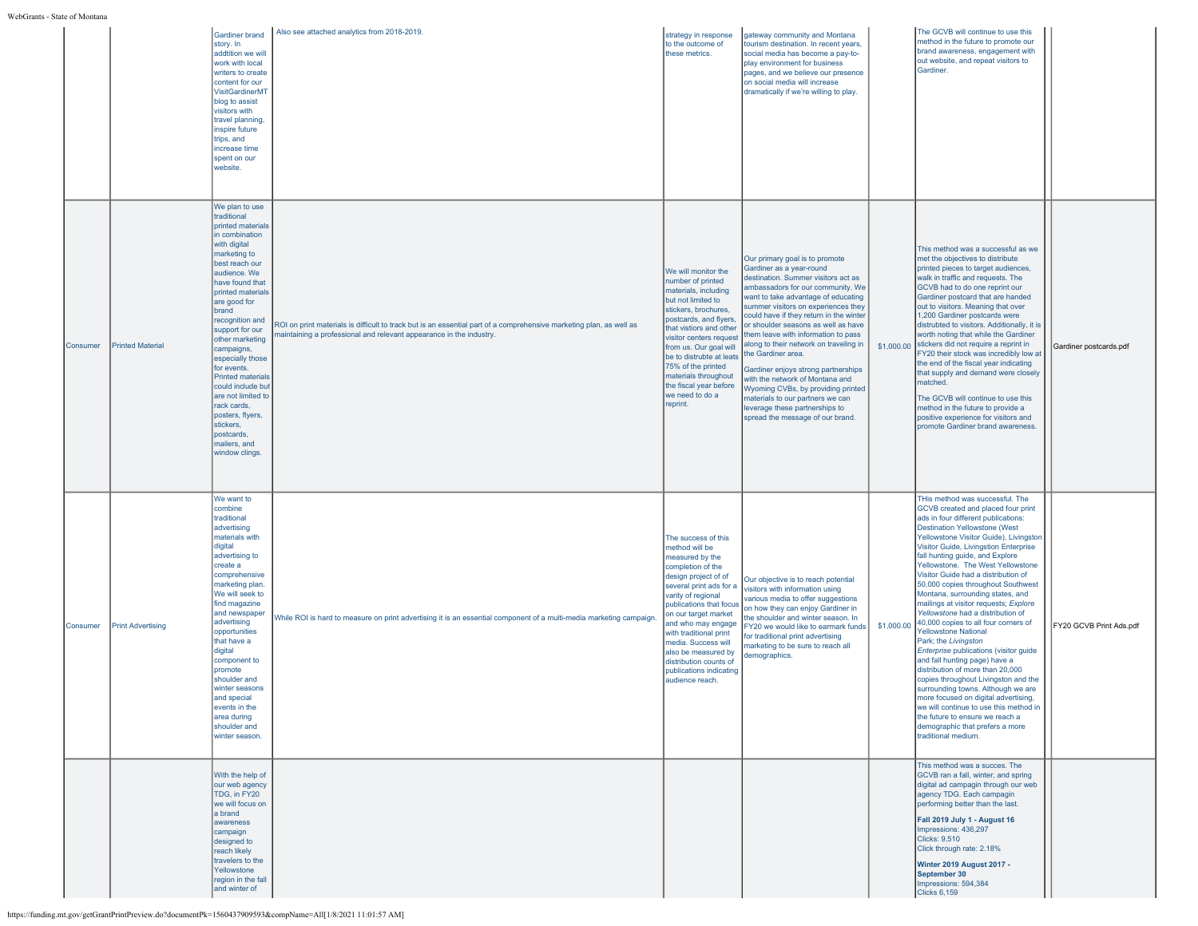| | | | | | | | | |
|---|---|---|---|---|---|---|---|---|
| | | Gardiner brand story. In addtition we will work with local writers to create content for our VisitGardinerMT blog to assist visitors with travel planning, inspire future trips, and increase time spent on our website. | Also see attached analytics from 2018-2019. | strategy in response to the outcome of these metrics. | gateway community and Montana tourism destination. In recent years, social media has become a pay-to-play environment for business pages, and we believe our presence on social media will increase dramatically if we're willing to play. | | The GCVB will continue to use this method in the future to promote our brand awareness, engagement with out website, and repeat visitors to Gardiner. | |
| Consumer | Printed Material | We plan to use traditional printed materials in combination with digital marketing to best reach our audience. We have found that printed materials are good for brand recognition and support for our other marketing campaigns, especially those for events. Printed materials could include but are not limited to rack cards, posters, flyers, stickers, postcards, mailers, and window clings. | ROI on print materials is difficult to track but is an essential part of a comprehensive marketing plan, as well as maintaining a professional and relevant appearance in the industry. | We will monitor the number of printed materials, including but not limited to stickers, brochures, postcards, and flyers, that vistiors and other visitor centers request from us. Our goal will be to distrubte at leats 75% of the printed materials throughout the fiscal year before we need to do a reprint. | Our primary goal is to promote Gardiner as a year-round destination. Summer visitors act as ambassadors for our community. We want to take advantage of educating summer visitors on experiences they could have if they return in the winter or shoulder seasons as well as have them leave with information to pass along to their network on traveling in the Gardiner area.<br><br>Gardiner enjoys strong partnerships with the network of Montana and Wyoming CVBs, by providing printed materials to our partners we can leverage these partnerships to spread the message of our brand. | $1,000.00 | This method was a successful as we met the objectives to distribute printed pieces to target audiences, walk in traffic and requests. The GCVB had to do one reprint our Gardiner postcard that are handed out to visitors. Meaning that over 1,200 Gardiner postcards were distrubted to visitors. Additionally, it is worth noting that while the Gardiner stickers did not require a reprint in FY20 their stock was incredibly low at the end of the fiscal year indicating that supply and demand were closely matched.<br><br>The GCVB will continue to use this method in the future to provide a positive experience for visitors and promote Gardiner brand awareness. | Gardiner postcards.pdf |
| Consumer | Print Advertising | We want to combine traditional advertising materials with digital advertising to create a comprehensive marketing plan. We will seek to find magazine and newspaper advertising opportunities that have a digital component to promote shoulder and winter seasons and special events in the area during shoulder and winter season. | While ROI is hard to measure on print advertising it is an essential component of a multi-media marketing campaign. | The success of this method will be measured by the completion of the design project of of several print ads for a varity of regional publications that focus on our target market and who may engage with traditional print media. Success will also be measured by distribution counts of publications indicating audience reach. | Our objective is to reach potential visitors with information using various media to offer suggestions on how they can enjoy Gardiner in the shoulder and winter season. In FY20 we would like to earmark funds for traditional print advertising marketing to be sure to reach all demographics. | $1,000.00 | THis method was successful. The GCVB created and placed four print ads in four different publications: Destination Yellowstone (West Yellowstone Visitor Guide), Livingston Visitor Guide, Livingstion Enterprise fall hunting guide, and Explore Yellowstone. The West Yellowstone Visitor Guide had a distribution of 50,000 copies throughout Southwest Montana, surrounding states, and mailings at visitor requests; *Explore Yellowstone* had a distribution of 40,000 copies to all four corners of Yellowstone National Park; the *Livingston Enterprise* publications (visitor guide and fall hunting page) have a distribution of more than 20,000 copies throughout Livingston and the surrounding towns. Although we are more focused on digital advertising, we will continue to use this method in the future to ensure we reach a demographic that prefers a more traditional medium. | FY20 GCVB Print Ads.pdf |
| | | With the help of our web agency TDG, in FY20 we will focus on a brand awareness campaign designed to reach likely travelers to the Yellowstone region in the fall and winter of | | | | | This method was a succes. The GCVB ran a fall, winter, and spring digital ad campaign through our web agency TDG. Each campaign performing better than the last.<br><br>**Fall 2019 July 1 - August 16**<br>Impressions: 436,297<br>Clicks: 9,510<br>Click through rate: 2.18%<br><br>**Winter 2019 August 2017 - September 30**<br>Impressions: 594,384<br>Clicks 6,159 | |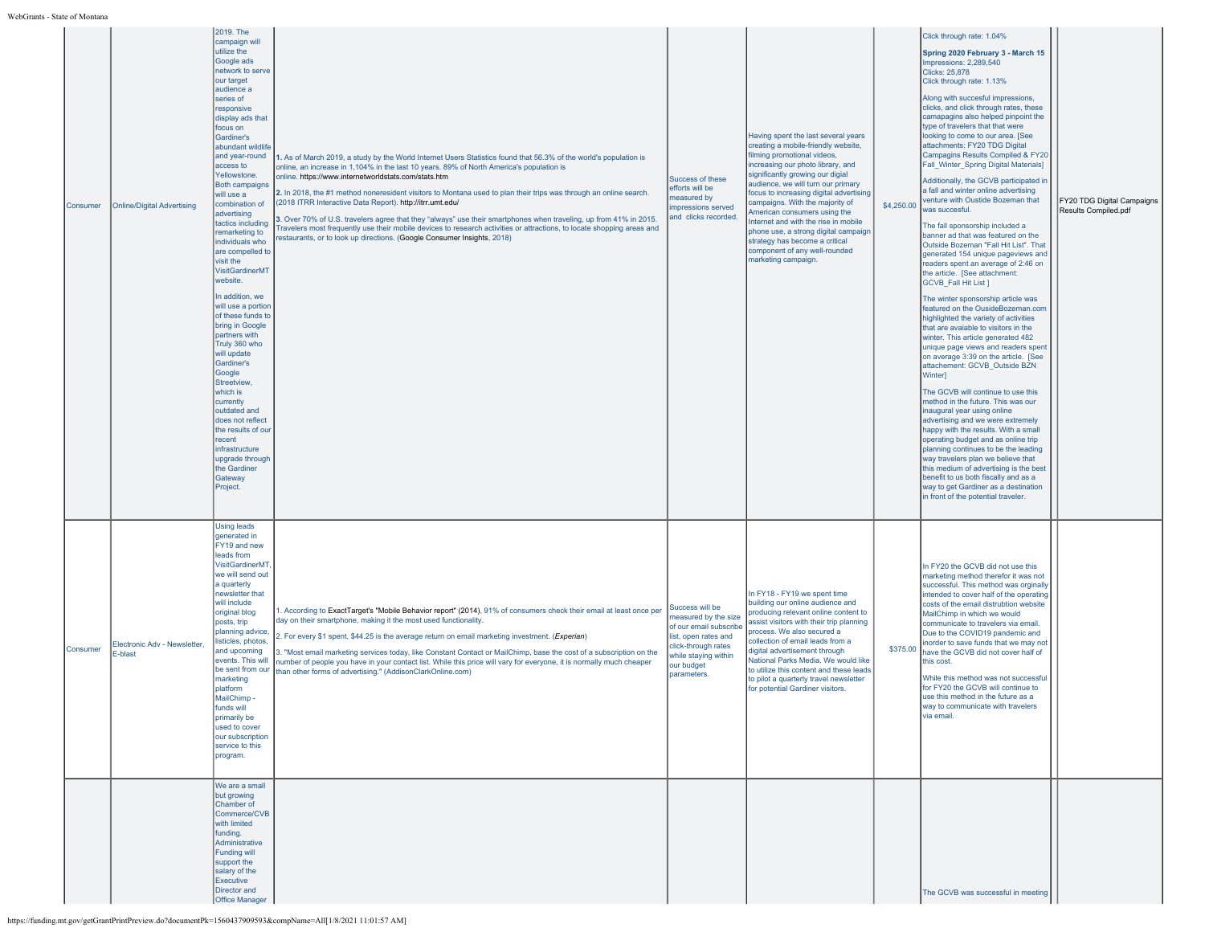| | | | | | | | | | |
|---|---|---|---|---|---|---|---|---|---|
| Consumer | Online/Digital Advertising | 2019. The campaign will utilize the Google ads network to serve our target audience a series of responsive display ads that focus on Gardiner's abundant wildlife and year-round access to Yellowstone. Both campaigns will use a combination of advertising tactics including remarketing to individuals who are compelled to visit the VisitGardinerMT website.<br><br>In addition, we will use a portion of these funds to bring in Google partners with Truly 360 who will update Gardiner's Google Streetview, which is currently outdated and does not reflect the results of our recent infrastructure upgrade through the Gardiner Gateway Project. | 1. As of March 2019, a study by the World Internet Users Statistics found that 56.3% of the world's population is online, an increase in 1,104% in the last 10 years. 89% of North America's population is online. https://www.internetworldstats.com/stats.htm<br><br>2. In 2018, the #1 method nonresident visitors to Montana used to plan their trips was through an online search. (2018 ITRR Interactive Data Report). http://itrr.umt.edu/<br><br>3. Over 70% of U.S. travelers agree that they "always" use their smartphones when traveling, up from 41% in 2015. Travelers most frequently use their mobile devices to research activities or attractions, to locate shopping areas and restaurants, or to look up directions. (Google Consumer Insights, 2018) | Success of these efforts will be measured by impressions served and clicks recorded. | Having spent the last several years creating a mobile-friendly website, filming promotional videos, increasing our photo library, and significantly growing our digial audience, we will turn our primary focus to increasing digital advertising campaigns. With the majority of American consumers using the Internet and with the rise in mobile phone use, a strong digital campaign strategy has become a critical component of any well-rounded marketing campaign. | $4,250.00 | Click through rate: 1.04%<br><br>**Spring 2020 February 3 - March 15**<br>Impressions: 2,289,540<br>Clicks: 25,878<br>Click through rate: 1.13%<br><br>Along with succesful impressions, clicks, and click through rates, these camapagins also helped pinpoint the type of travelers that that were looking to come to our area. [See attachments: FY20 TDG Digital Campaigns Results Compiled & FY20 Fall_Winter_Spring Digital Materials]<br><br>Additionally, the GCVB participated in a fall and winter online advertising venture with Oustide Bozeman that was succesful.<br><br>The fall sponsorship included a banner ad that was featured on the Outside Bozeman "Fall Hit List". That generated 154 unique pageviews and readers spent an average of 2:46 on the article. [See attachment: GCVB_Fall Hit List ]<br><br>The winter sponsorship article was featured on the OusideBozeman.com highlighted the variety of activities that are avaiable to visitors in the winter. This article generated 482 unique page views and readers spent on average 3:39 on the article. [See attachement: GCVB_Outside BZN Winter]<br><br>The GCVB will continue to use this method in the future. This was our inaugural year using online advertising and we were extremely happy with the results. With a small operating budget and as online trip planning continues to be the leading way travelers plan we believe that this medium of advertising is the best benefit to us both fiscally and as a way to get Gardiner as a destination in front of the potential traveler. | | FY20 TDG Digital Campaigns Results Compiled.pdf |
| Consumer | Electronic Adv - Newsletter, E-blast | Using leads generated in FY19 and new leads from VisitGardinerMT, we will send out a quarterly newsletter that will include original blog posts, trip planning advice, listicles, photos, and upcoming events. This will be sent from our marketing platform MailChimp - funds will primarily be used to cover our subscription service to this program. | 1. According to ExactTarget's "Mobile Behavior report" (2014), 91% of consumers check their email at least once per day on their smartphone, making it the most used functionality.<br><br>2. For every $1 spent, $44.25 is the average return on email marketing investment. (*Experian*)<br><br>3. "Most email marketing services today, like Constant Contact or MailChimp, base the cost of a subscription on the number of people you have in your contact list. While this price will vary for everyone, it is normally much cheaper than other forms of advertising." (AddisonClarkOnline.com) | Success will be measured by the size of our email subscribe list, open rates and click-through rates while staying within our budget parameters. | In FY18 - FY19 we spent time building our online audience and producing relevant online content to assist visitors with their trip planning process. We also secured a collection of email leads from a digital advertisement through National Parks Media. We would like to utilize this content and these leads to pilot a quarterly travel newsletter for potential Gardiner visitors. | $375.00 | In FY20 the GCVB did not use this marketing method therefor it was not successful. This method was orginally intended to cover half of the operating costs of the email distrubtion website MailChimp in which we would communicate to travelers via email. Due to the COVID19 pandemic and inorder to save funds that we may not have the GCVB did not cover half of this cost.<br><br>While this method was not successful for FY20 the GCVB will continue to use this method in the future as a way to communicate with travelers via email. | | |
| | | We are a small but growing Chamber of Commerce/CVB with limited funding. Administrative Funding will support the salary of the Executive Director and Office Manager | | | | | The GCVB was successful in meeting | | |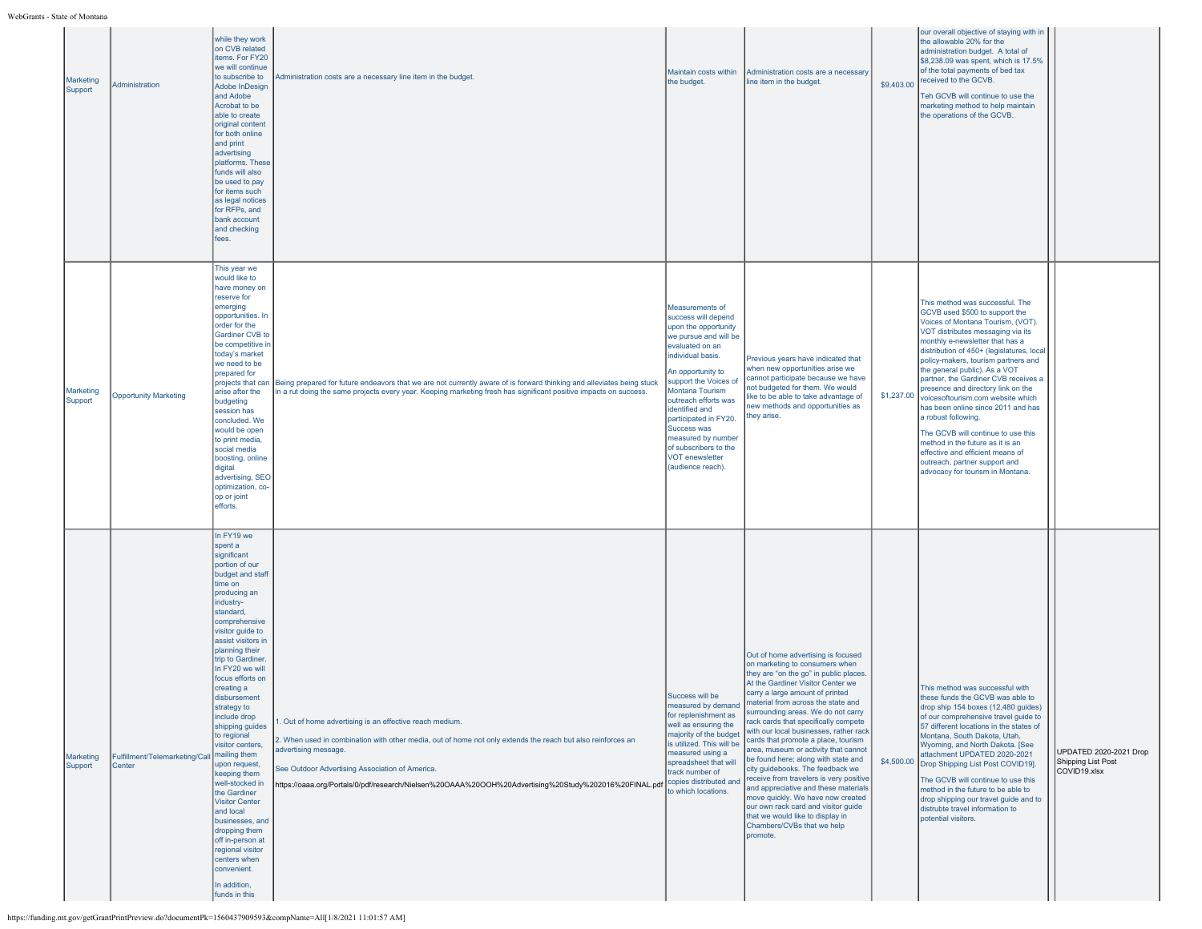| | | | | | | | | | |
|---|---|---|---|---|---|---|---|---|---|
| Marketing Support | Administration | while they work on CVB related items. For FY20 we will continue to subscribe to Adobe InDesign and Adobe Acrobat to be able to create original content for both online and print advertising platforms. These funds will also be used to pay for items such as legal notices for RFPs, and bank account and checking fees. | Administration costs are a necessary line item in the budget. | Maintain costs within the budget. | Administration costs are a necessary line item in the budget. | $9,403.00 | our overall objective of staying with in the allowable 20% for the administration budget. A total of $8,238.09 was spent, which is 17.5% of the total payments of bed tax received to the GCVB.<br><br>Teh GCVB will continue to use the marketing method to help maintain the operations of the GCVB. | | |
| Marketing Support | Opportunity Marketing | This year we would like to have money on reserve for emerging opportunities. In order for the Gardiner CVB to be competitive in today's market we need to be prepared for projects that can arise after the budgeting session has concluded. We would be open to print media, social media boosting, online digital advertising, SEO optimization, co-op or joint efforts. | Being prepared for future endeavors that we are not currently aware of is forward thinking and alleviates being stuck in a rut doing the same projects every year. Keeping marketing fresh has significant positive impacts on success. | Measurements of success will depend upon the opportunity we pursue and will be evaluated on an individual basis.<br><br>An opportunity to support the Voices of Montana Tourism outreach efforts was identified and participated in FY20. Success was measured by number of subscribers to the VOT enewsletter (audience reach). | Previous years have indicated that when new opportunities arise we cannot participate because we have not budgeted for them. We would like to be able to take advantage of new methods and opportunities as they arise. | $1,237.00 | This method was successful. The GCVB used $500 to support the Voices of Montana Tourism, (VOT). VOT distributes messaging via its monthly e-newsletter that has a distribution of 450+ (legislatures, local policy-makers, tourism partners and the general public). As a VOT partner, the Gardiner CVB receives a presence and directory link on the voicesoftourism.com website which has been online since 2011 and has a robust following.<br><br>The GCVB will continue to use this method in the future as it is an effective and efficient means of outreach, partner support and advocacy for tourism in Montana. | | |
| Marketing Support | Fulfillment/Telemarketing/Call Center | In FY19 we spent a significant portion of our budget and staff time on producing an industry-standard, comprehensive visitor guide to assist visitors in planning their trip to Gardiner. In FY20 we will focus efforts on creating a disbursement strategy to include drop shipping guides to regional visitor centers, mailing them upon request, keeping them well-stocked in the Gardiner Visitor Center and local businesses, and dropping them off in-person at regional visitor centers when convenient.<br><br>In addition, funds in this | 1. Out of home advertising is an effective reach medium.<br><br>2. When used in combination with other media, out of home not only extends the reach but also reinforces an advertising message.<br><br>See Outdoor Advertising Association of America.<br><br>https://oaaa.org/Portals/0/pdf/research/Nielsen%20OAAA%20OOH%20Advertising%20Study%202016%20FINAL.pdf | Success will be measured by demand for replenishment as well as ensuring the majority of the budget is utilized. This will be measured using a spreadsheet that will track number of copies distributed and to which locations. | Out of home advertising is focused on marketing to consumers when they are "on the go" in public places. At the Gardiner Visitor Center we carry a large amount of printed material from across the state and surrounding areas. We do not carry rack cards that specifically compete with our local businesses, rather rack cards that promote a place, tourism area, museum or activity that cannot be found here; along with state and city guidebooks. The feedback we receive from travelers is very positive and appreciative and these materials move quickly. We have now created our own rack card and visitor guide that we would like to display in Chambers/CVBs that we help promote. | $4,500.00 | This method was successful with these funds the GCVB was able to drop ship 154 boxes (12,480 guides) of our comprehensive travel guide to 57 different locations in the states of Montana, South Dakota, Utah, Wyoming, and North Dakota. [See attachment UPDATED 2020-2021 Drop Shipping List Post COVID19].<br><br>The GCVB will continue to use this method in the future to be able to drop shipping our travel guide and to distrubte travel information to potential visitors. | | UPDATED 2020-2021 Drop Shipping List Post COVID19.xlsx |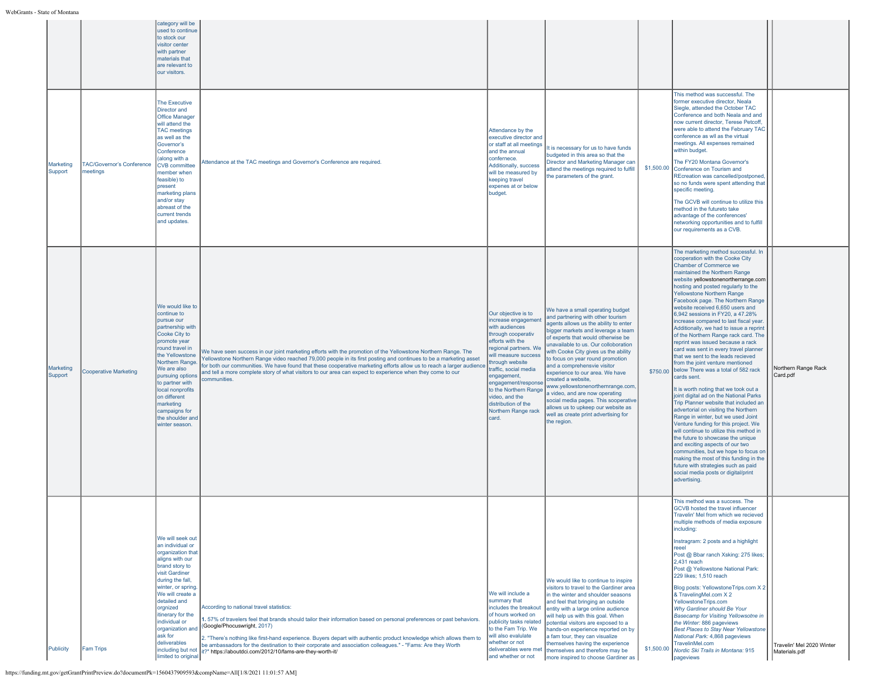| | | | | | | | | |
|---|---|---|---|---|---|---|---|---|
| | | category will be used to continue to stock our visitor center with partner materials that are relevant to our visitors. | | | | | | |
| Marketing Support | TAC/Governor's Conference meetings | The Executive Director and Office Manager will attend the TAC meetings as well as the Governor's Conference (along with a CVB committee member when feasible) to present marketing plans and/or stay abreast of the current trends and updates. | Attendance at the TAC meetings and Governor's Conference are required. | Attendance by the executive director and or staff at all meetings and the annual confernece. Additionally, success will be measured by keeping travel expenes at or below budget. | It is necessary for us to have funds budgeted in this area so that the Director and Marketing Manager can attend the meetings required to fulfill the parameters of the grant. | $1,500.00 | This method was successful. The former executive director, Neala Siegle, attended the October TAC Conference and both Neala and and now current director, Terese Petcoff, were able to attend the February TAC conference as wll as the virtual meetings. All expenses remained within budget.<br><br>The FY20 Montana Governor's Conference on Tourism and REcreation was cancelled/postponed, so no funds were spent attending that specific meeting.<br><br>The GCVB will continue to utilize this method in the futureto take advantage of the conferences' networking opportunities and to fulfill our requirements as a CVB. | |
| Marketing Support | Cooperative Marketing | We would like to continue to pursue our partnership with Cooke City to promote year round travel in the Yellowstone Northern Range. We are also pursuing options to partner with local nonprofits on different marketing campaigns for the shoulder and winter season. | We have seen success in our joint marketing efforts with the promotion of the Yellowstone Northern Range. The Yellowstone Northern Range video reached 79,000 people in its first posting and continues to be a marketing asset for both our communities. We have found that these cooperative marketing efforts allow us to reach a larger audience and tell a more complete story of what visitors to our area can expect to experience when they come to our communities. | Our objective is to increase engagement with audiences through cooperativ efforts with the regional partners. We will measure success through website traffic, social media engagement, engagement/response to the Northern Range video, and the distribution of the Northern Range rack card. | We have a small operating budget and partnering with other tourism agents allows us the ability to enter bigger markets and leverage a team of experts that would otherwise be unavailable to us. Our colloboration with Cooke City gives us the ability to focus on year round promotion and a comprehensvie visitor experience to our area. We have created a website, www.yellowstonenorthernrange.com, a video, and are now operating social media pages. This sooperative allows us to upkeep our website as well as create print advertising for the region. | $750.00 | The marketing method successful. In cooperation with the Cooke City Chamber of Commerce we maintained the Northern Range website yellowstonenortherrange.com hosting and posted regularly to the Yellowstone Northern Range Facebook page. The Northern Range website received 6,650 users and 6,942 sessions in FY20, a 47.28% increase compared to last fiscal year. Additionally, we had to issue a reprint of the Northern Range rack card. The reprint was issued because a rack card was sent in every travel planner that we sent to the leads recieved from the joint venture mentioned below There was a total of 582 rack cards sent.<br><br>It is worth noting that we took out a joint digital ad on the National Parks Trip Planner website that included an advertorial on visiting the Northern Range in winter, but we used Joint Venture funding for this project. We will continue to utilize this method in the future to showcase the unique and exciting aspects of our two communities, but we hope to focus on making the most of this funding in the future with strategies such as paid social media posts or digital/print advertising. | Northern Range Rack Card.pdf |
| Publicity | Fam Trips | We will seek out an individual or organization that aligns with our brand story to visit Gardiner during the fall, winter, or spring. We will create a detailed and orgnized itinerary for the individual or organization and ask for deliverables including but not limited to original | According to national travel statistics:<br><br>1. 57% of travelers feel that brands should tailor their information based on personal preferences or past behaviors. (Google/Phocuswright, 2017)<br><br>2. "There's nothing like first-hand experience. Buyers depart with authentic product knowledge which allows them to be ambassadors for the destination to their corporate and association colleagues." - "Fams: Are they Worth it?" https://aboutdci.com/2012/10/fams-are-they-worth-it/ | We will include a summary that includes the breakout of hours worked on publicity tasks related to the Fam Trip. We will also evaluate whether or not deliverables were met and whether or not | We would like to continue to inspire visitors to travel to the Gardiner area in the winter and shoulder seasons and feel that bringing an outside entity with a large online audience will help us with this goal. When potential visitors are exposed to a hands-on experience reported on by a fam tour, they can visualize themselves having the experience themselves and therefore may be more inspired to choose Gardiner as | $1,500.00 | This method was a success. The GCVB hosted the travel influencer Travelin' Mel from which we recieved multiple methods of media exposure including:<br><br>Instragram: 2 posts and a highlight reeel<br>Post @ Bbar ranch Xsking: 275 likes; 2,431 reach<br>Post @ Yellowstone National Park: 229 likes; 1,510 reach<br><br>Blog posts: YellowstoneTrips.com X 2 & TravelingMel.com X 2<br>YellowstoneTrips.com<br>*Why Gardiner should Be Your Basecamp for Visiting Yellowsotne in the Winter:* 886 pageviews<br>*Best Places to Stay Near Yellowstone National Park:* 4,868 pageviews<br>TravelinMel.com<br>*Nordic Ski Trails in Montana:* 915 pageviews | Travelin' Mel 2020 Winter Materials.pdf |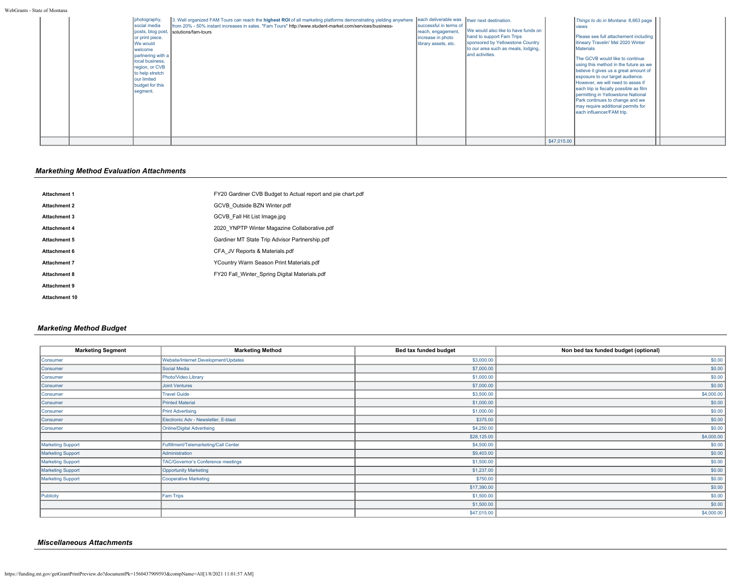| | | photography, social media posts, blog post, or print piece. We would welcome partnering with a local business, region, or CVB to help stretch our limited budget for this segment. | 3. Well organized FAM Tours can reach the **highest ROI** of all marketing platforms demonstrating yielding anywhere from 20% - 50% instant increases in sales. "Fam Tours" http://www.student-market.com/services/business-solutions/fam-tours | each deliverable was successful in terms of reach, engagement, increase in photo library assets, etc. | their next destination. We would also like to have funds on hand to support Fam Trips sponsored by Yellowstone Country to our area such as meals, lodging, and activities. | | *Things to do in Montana:* 8,663 page views Please see full attachement including itineary Travelin' Mel 2020 Winter Materials The GCVB would like to continue using this method in the future as we believe it gives us a great amount of exposure to our target audience. However, we will need to asses if each trip is fiscally possible as film permitting in Yellowstone National Park continues to change and we may require additional permits for each influencer/FAM trip. | |
|---|---|---|---|---|---|---|---|---|
| | | | | | | $47,015.00 | | |

## *Markething Method Evaluation Attachments*

| | |
|---|---|
| **Attachment 1** | FY20 Gardiner CVB Budget to Actual report and pie chart.pdf |
| **Attachment 2** | GCVB_Outside BZN Winter.pdf |
| **Attachment 3** | GCVB_Fall Hit List Image.jpg |
| **Attachment 4** | 2020_YNPTP Winter Magazine Collaborative.pdf |
| **Attachment 5** | Gardiner MT State Trip Advisor Partnership.pdf |
| **Attachment 6** | CFA_JV Reports & Materials.pdf |
| **Attachment 7** | YCountry Warm Season Print Materials.pdf |
| **Attachment 8** | FY20 Fall_Winter_Spring Digital Materials.pdf |
| **Attachment 9** | |
| **Attachment 10** | |

## *Marketing Method Budget*

| Marketing Segment | Marketing Method | Bed tax funded budget | Non bed tax funded budget (optional) |
|---|---|---|---|
| Consumer | Website/Internet Development/Updates | $3,000.00 | $0.00 |
| Consumer | Social Media | $7,000.00 | $0.00 |
| Consumer | Photo/Video Library | $1,000.00 | $0.00 |
| Consumer | Joint Ventures | $7,000.00 | $0.00 |
| Consumer | Travel Guide | $3,500.00 | $4,000.00 |
| Consumer | Printed Material | $1,000.00 | $0.00 |
| Consumer | Print Advertising | $1,000.00 | $0.00 |
| Consumer | Electronic Adv - Newsletter, E-blast | $375.00 | $0.00 |
| Consumer | Online/Digital Advertising | $4,250.00 | $0.00 |
| | | $28,125.00 | $4,000.00 |
| Marketing Support | Fulfillment/Telemarketing/Call Center | $4,500.00 | $0.00 |
| Marketing Support | Administration | $9,403.00 | $0.00 |
| Marketing Support | TAC/Governor's Conference meetings | $1,500.00 | $0.00 |
| Marketing Support | Opportunity Marketing | $1,237.00 | $0.00 |
| Marketing Support | Cooperative Marketing | $750.00 | $0.00 |
| | | $17,390.00 | $0.00 |
| Publicity | Fam Trips | $1,500.00 | $0.00 |
| | | $1,500.00 | $0.00 |
| | | $47,015.00 | $4,000.00 |

## *Miscellaneous Attachments*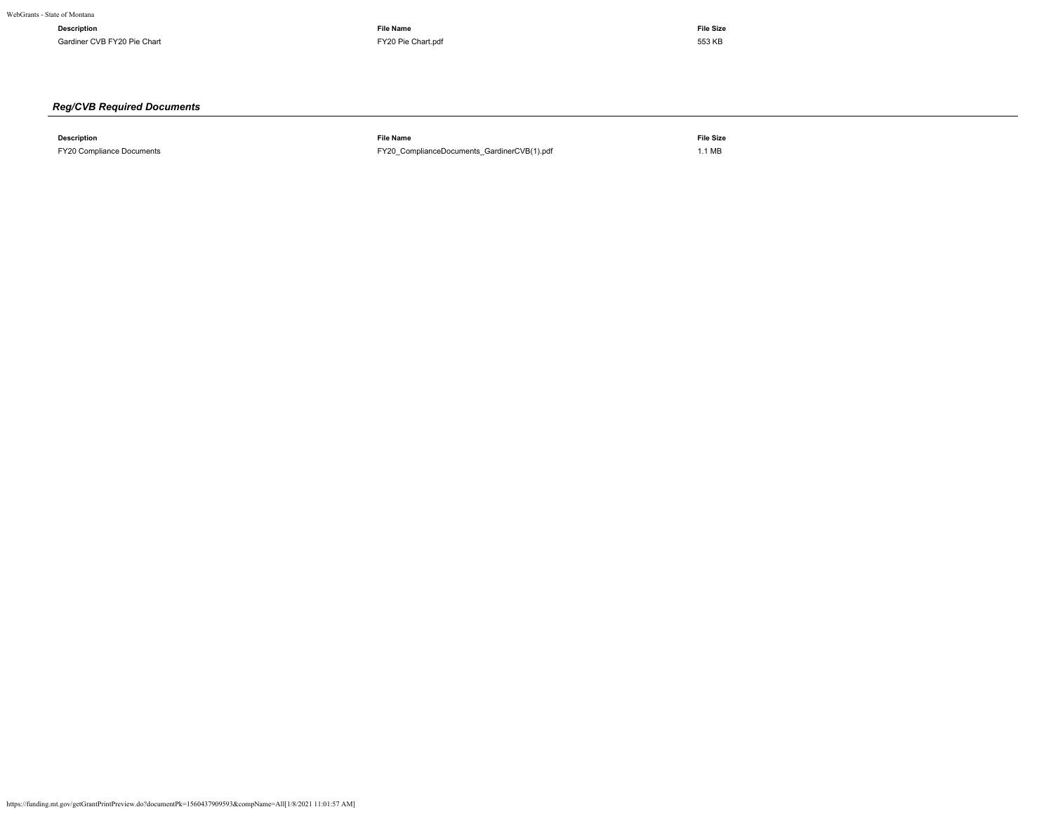| Description | File Name | File Size |
|---|---|---|
| Gardiner CVB FY20 Pie Chart | FY20 Pie Chart.pdf | 553 KB |

### *Reg/CVB Required Documents*

| Description | File Name | File Size |
|---|---|---|
| FY20 Compliance Documents | FY20_ComplianceDocuments_GardinerCVB(1).pdf | 1.1 MB |